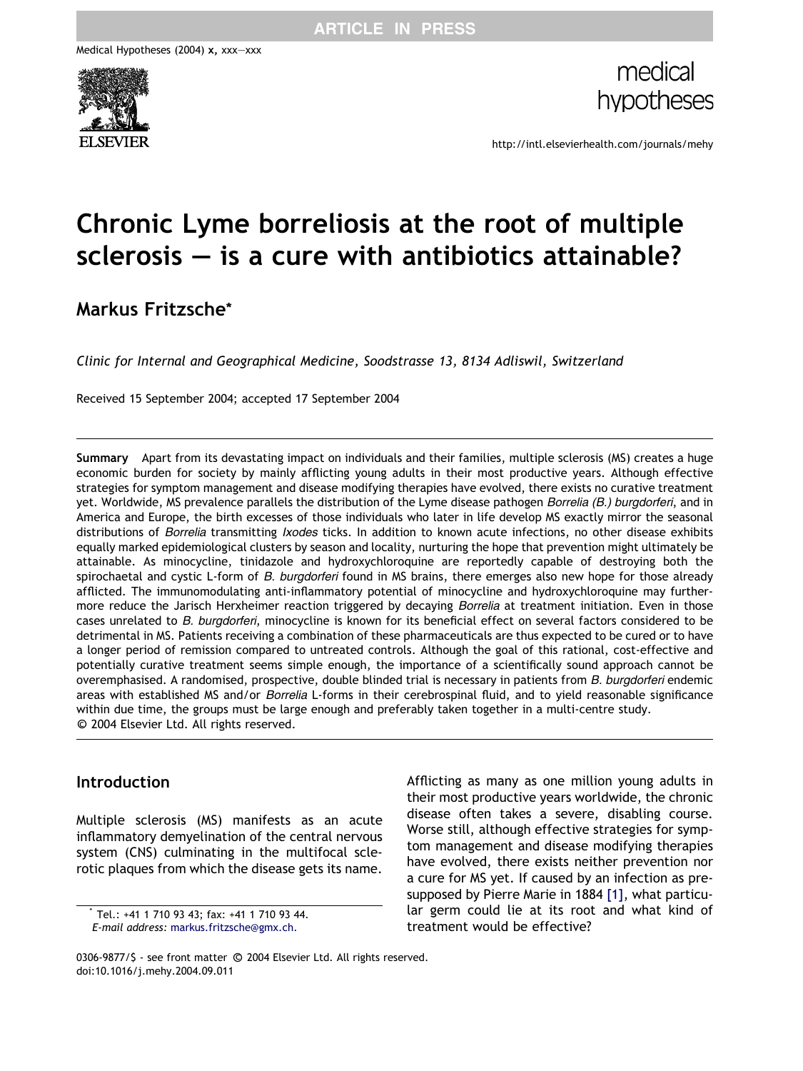# Chronic Lyme borreliosis at the root of multiple sclerosis — is a cure with antibiotics attainable?

**Markus Fritzsche***

*Clinic for Internal and Geographical Medicine, Soodstrasse 13, 8134 Adliswil, Switzerland*

Received 15 September 2004; accepted 17 September 2004

**Summary** Apart from its devastating impact on individuals and their families, multiple sclerosis (MS) creates a huge economic burden for society by mainly afflicting young adults in their most productive years. Although effective strategies for symptom management and disease modifying therapies have evolved, there exists no curative treatment yet. Worldwide, MS prevalence parallels the distribution of the Lyme disease pathogen *Borrelia (B.) burgdorferi*, and in America and Europe, the birth excesses of those individuals who later in life develop MS exactly mirror the seasonal distributions of *Borrelia* transmitting *Ixodes* ticks. In addition to known acute infections, no other disease exhibits equally marked epidemiological clusters by season and locality, nurturing the hope that prevention might ultimately be attainable. As minocycline, tinidazole and hydroxychloroquine are reportedly capable of destroying both the spirochaetal and cystic L-form of *B. burgdorferi* found in MS brains, there emerges also new hope for those already afflicted. The immunomodulating anti-inflammatory potential of minocycline and hydroxychloroquine may furthermore reduce the Jarisch Herxheimer reaction triggered by decaying *Borrelia* at treatment initiation. Even in those cases unrelated to *B. burgdorferi*, minocycline is known for its beneficial effect on several factors considered to be detrimental in MS. Patients receiving a combination of these pharmaceuticals are thus expected to be cured or to have a longer period of remission compared to untreated controls. Although the goal of this rational, cost-effective and potentially curative treatment seems simple enough, the importance of a scientifically sound approach cannot be overemphasised. A randomised, prospective, double blinded trial is necessary in patients from *B. burgdorferi* endemic areas with established MS and/or *Borrelia* L-forms in their cerebrospinal fluid, and to yield reasonable significance within due time, the groups must be large enough and preferably taken together in a multi-centre study.
© 2004 Elsevier Ltd. All rights reserved.

## Introduction

Multiple sclerosis (MS) manifests as an acute inflammatory demyelination of the central nervous system (CNS) culminating in the multifocal sclerotic plaques from which the disease gets its name. Afflicting as many as one million young adults in their most productive years worldwide, the chronic disease often takes a severe, disabling course. Worse still, although effective strategies for symptom management and disease modifying therapies have evolved, there exists neither prevention nor a cure for MS yet. If caused by an infection as presupposed by Pierre Marie in 1884 [1], what particular germ could lie at its root and what kind of treatment would be effective?

* Tel.: +41 1 710 93 43; fax: +41 1 710 93 44.
*E-mail address:* markus.fritzsche@gmx.ch.

0306-9877/$ - see front matter © 2004 Elsevier Ltd. All rights reserved.
doi:10.1016/j.mehy.2004.09.011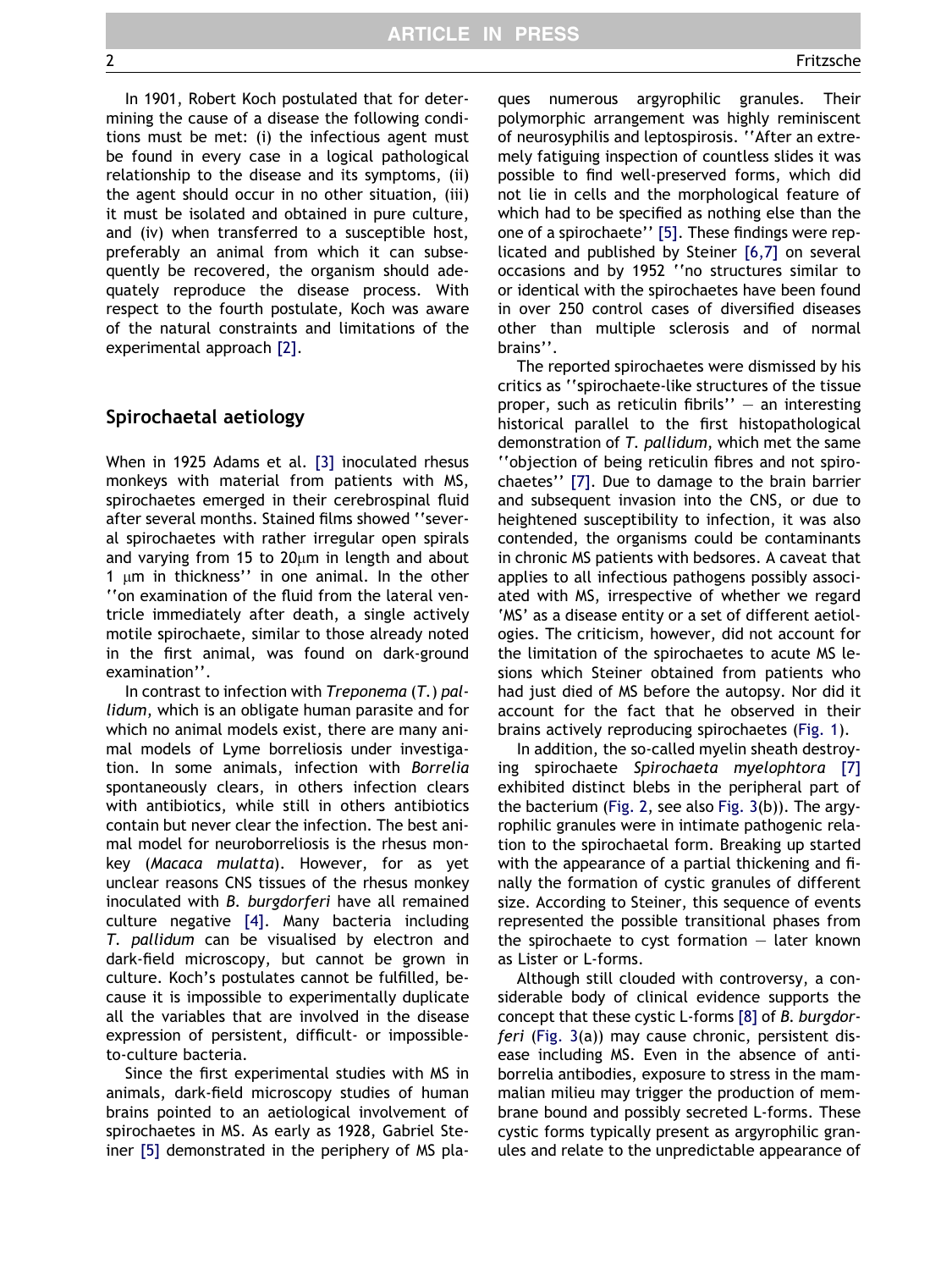In 1901, Robert Koch postulated that for determining the cause of a disease the following conditions must be met: (i) the infectious agent must be found in every case in a logical pathological relationship to the disease and its symptoms, (ii) the agent should occur in no other situation, (iii) it must be isolated and obtained in pure culture, and (iv) when transferred to a susceptible host, preferably an animal from which it can subsequently be recovered, the organism should adequately reproduce the disease process. With respect to the fourth postulate, Koch was aware of the natural constraints and limitations of the experimental approach [2].

## Spirochaetal aetiology

When in 1925 Adams et al. [3] inoculated rhesus monkeys with material from patients with MS, spirochaetes emerged in their cerebrospinal fluid after several months. Stained films showed ''several spirochaetes with rather irregular open spirals and varying from 15 to 20μm in length and about 1 μm in thickness'' in one animal. In the other ''on examination of the fluid from the lateral ventricle immediately after death, a single actively motile spirochaete, similar to those already noted in the first animal, was found on dark-ground examination''.

In contrast to infection with *Treponema* (*T.*) *pallidum*, which is an obligate human parasite and for which no animal models exist, there are many animal models of Lyme borreliosis under investigation. In some animals, infection with *Borrelia* spontaneously clears, in others infection clears with antibiotics, while still in others antibiotics contain but never clear the infection. The best animal model for neuroborreliosis is the rhesus monkey (*Macaca mulatta*). However, for as yet unclear reasons CNS tissues of the rhesus monkey inoculated with *B. burgdorferi* have all remained culture negative [4]. Many bacteria including *T. pallidum* can be visualised by electron and dark-field microscopy, but cannot be grown in culture. Koch's postulates cannot be fulfilled, because it is impossible to experimentally duplicate all the variables that are involved in the disease expression of persistent, difficult- or impossible-to-culture bacteria.

Since the first experimental studies with MS in animals, dark-field microscopy studies of human brains pointed to an aetiological involvement of spirochaetes in MS. As early as 1928, Gabriel Steiner [5] demonstrated in the periphery of MS plaques numerous argyrophilic granules. Their polymorphic arrangement was highly reminiscent of neurosyphilis and leptospirosis. ''After an extremely fatiguing inspection of countless slides it was possible to find well-preserved forms, which did not lie in cells and the morphological feature of which had to be specified as nothing else than the one of a spirochaete'' [5]. These findings were replicated and published by Steiner [6,7] on several occasions and by 1952 ''no structures similar to or identical with the spirochaetes have been found in over 250 control cases of diversified diseases other than multiple sclerosis and of normal brains''.

The reported spirochaetes were dismissed by his critics as ''spirochaete-like structures of the tissue proper, such as reticulin fibrils'' — an interesting historical parallel to the first histopathological demonstration of *T. pallidum*, which met the same ''objection of being reticulin fibres and not spirochaetes'' [7]. Due to damage to the brain barrier and subsequent invasion into the CNS, or due to heightened susceptibility to infection, it was also contended, the organisms could be contaminants in chronic MS patients with bedsores. A caveat that applies to all infectious pathogens possibly associated with MS, irrespective of whether we regard 'MS' as a disease entity or a set of different aetiologies. The criticism, however, did not account for the limitation of the spirochaetes to acute MS lesions which Steiner obtained from patients who had just died of MS before the autopsy. Nor did it account for the fact that he observed in their brains actively reproducing spirochaetes (Fig. 1).

In addition, the so-called myelin sheath destroying spirochaete *Spirochaeta myelophtora* [7] exhibited distinct blebs in the peripheral part of the bacterium (Fig. 2, see also Fig. 3(b)). The argyrophilic granules were in intimate pathogenic relation to the spirochaetal form. Breaking up started with the appearance of a partial thickening and finally the formation of cystic granules of different size. According to Steiner, this sequence of events represented the possible transitional phases from the spirochaete to cyst formation — later known as Lister or L-forms.

Although still clouded with controversy, a considerable body of clinical evidence supports the concept that these cystic L-forms [8] of *B. burgdorferi* (Fig. 3(a)) may cause chronic, persistent disease including MS. Even in the absence of antiborrelia antibodies, exposure to stress in the mammalian milieu may trigger the production of membrane bound and possibly secreted L-forms. These cystic forms typically present as argyrophilic granules and relate to the unpredictable appearance of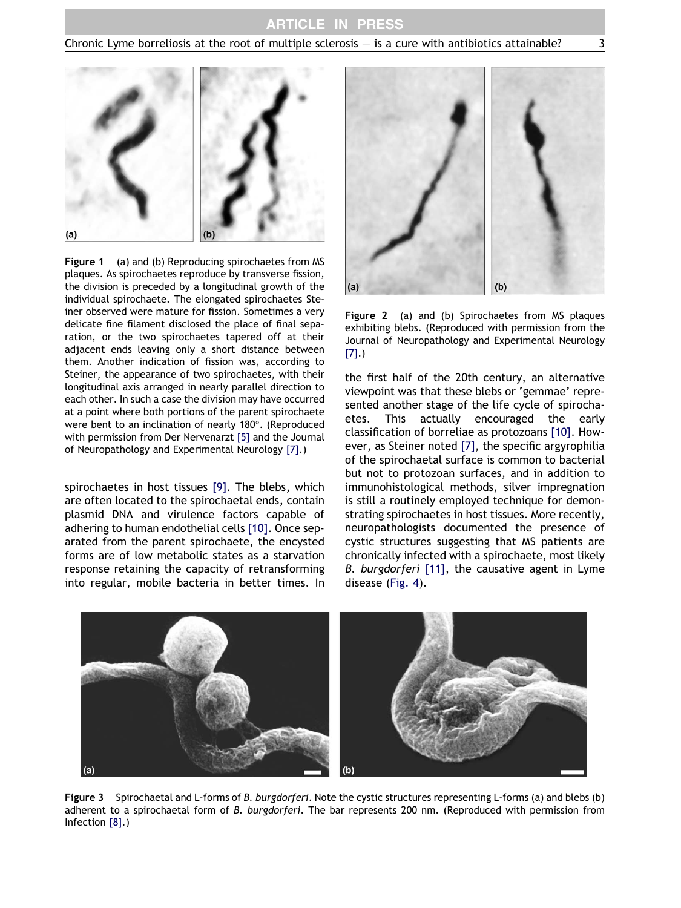Figure 1 (a) and (b) Reproducing spirochaetes from MS plaques. As spirochaetes reproduce by transverse fission, the division is preceded by a longitudinal growth of the individual spirochaete. The elongated spirochaetes Steiner observed were mature for fission. Sometimes a very delicate fine filament disclosed the place of final separation, or the two spirochaetes tapered off at their adjacent ends leaving only a short distance between them. Another indication of fission was, according to Steiner, the appearance of two spirochaetes, with their longitudinal axis arranged in nearly parallel direction to each other. In such a case the division may have occurred at a point where both portions of the parent spirochaete were bent to an inclination of nearly 180°. (Reproduced with permission from Der Nervenarzt [5] and the Journal of Neuropathology and Experimental Neurology [7].)

Figure 2 (a) and (b) Spirochaetes from MS plaques exhibiting blebs. (Reproduced with permission from the Journal of Neuropathology and Experimental Neurology [7].)

spirochaetes in host tissues [9]. The blebs, which are often located to the spirochaetal ends, contain plasmid DNA and virulence factors capable of adhering to human endothelial cells [10]. Once separated from the parent spirochaete, the encysted forms are of low metabolic states as a starvation response retaining the capacity of retransforming into regular, mobile bacteria in better times. In the first half of the 20th century, an alternative viewpoint was that these blebs or 'gemmae' represented another stage of the life cycle of spirochaetes. This actually encouraged the early classification of borreliae as protozoans [10]. However, as Steiner noted [7], the specific argyrophilia of the spirochaetal surface is common to bacterial but not to protozoan surfaces, and in addition to immunohistological methods, silver impregnation is still a routinely employed technique for demonstrating spirochaetes in host tissues. More recently, neuropathologists documented the presence of cystic structures suggesting that MS patients are chronically infected with a spirochaete, most likely *B. burgdorferi* [11], the causative agent in Lyme disease (Fig. 4).

Figure 3 Spirochaetal and L-forms of *B. burgdorferi*. Note the cystic structures representing L-forms (a) and blebs (b) adherent to a spirochaetal form of *B. burgdorferi*. The bar represents 200 nm. (Reproduced with permission from Infection [8].)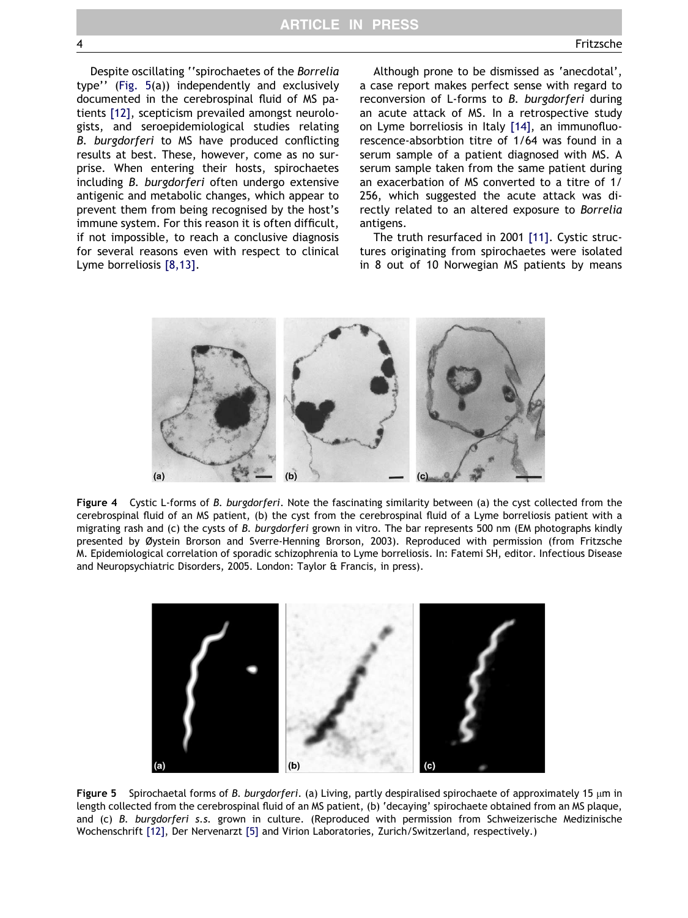Despite oscillating ''spirochaetes of the *Borrelia* type'' (Fig. 5(a)) independently and exclusively documented in the cerebrospinal fluid of MS patients [12], scepticism prevailed amongst neurologists, and seroepidemiological studies relating *B. burgdorferi* to MS have produced conflicting results at best. These, however, come as no surprise. When entering their hosts, spirochaetes including *B. burgdorferi* often undergo extensive antigenic and metabolic changes, which appear to prevent them from being recognised by the host's immune system. For this reason it is often difficult, if not impossible, to reach a conclusive diagnosis for several reasons even with respect to clinical Lyme borreliosis [8,13].

Although prone to be dismissed as 'anecdotal', a case report makes perfect sense with regard to reconversion of L-forms to *B. burgdorferi* during an acute attack of MS. In a retrospective study on Lyme borreliosis in Italy [14], an immunofluorescence-absorbtion titre of 1/64 was found in a serum sample of a patient diagnosed with MS. A serum sample taken from the same patient during an exacerbation of MS converted to a titre of 1/256, which suggested the acute attack was directly related to an altered exposure to *Borrelia* antigens.

The truth resurfaced in 2001 [11]. Cystic structures originating from spirochaetes were isolated in 8 out of 10 Norwegian MS patients by means

**Figure 4** Cystic L-forms of *B. burgdorferi*. Note the fascinating similarity between (a) the cyst collected from the cerebrospinal fluid of an MS patient, (b) the cyst from the cerebrospinal fluid of a Lyme borreliosis patient with a migrating rash and (c) the cysts of *B. burgdorferi* grown in vitro. The bar represents 500 nm (EM photographs kindly presented by Øystein Brorson and Sverre-Henning Brorson, 2003). Reproduced with permission (from Fritzsche M. Epidemiological correlation of sporadic schizophrenia to Lyme borreliosis. In: Fatemi SH, editor. Infectious Disease and Neuropsychiatric Disorders, 2005. London: Taylor & Francis, in press).

**Figure 5** Spirochaetal forms of *B. burgdorferi*. (a) Living, partly despiralised spirochaete of approximately 15 μm in length collected from the cerebrospinal fluid of an MS patient, (b) 'decaying' spirochaete obtained from an MS plaque, and (c) *B. burgdorferi s.s.* grown in culture. (Reproduced with permission from Schweizerische Medizinische Wochenschrift [12], Der Nervenarzt [5] and Virion Laboratories, Zurich/Switzerland, respectively.)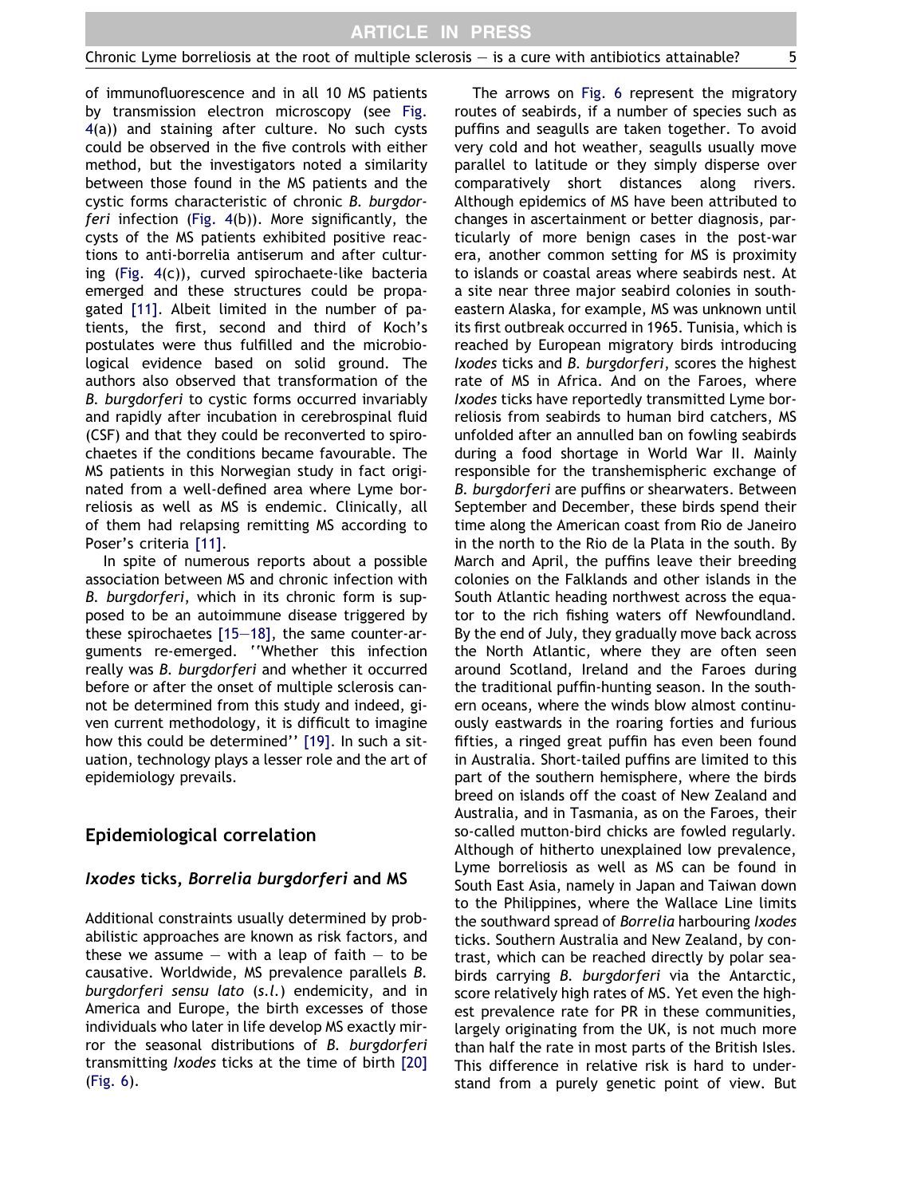of immunofluorescence and in all 10 MS patients by transmission electron microscopy (see Fig. 4(a)) and staining after culture. No such cysts could be observed in the five controls with either method, but the investigators noted a similarity between those found in the MS patients and the cystic forms characteristic of chronic *B. burgdorferi* infection (Fig. 4(b)). More significantly, the cysts of the MS patients exhibited positive reactions to anti-borrelia antiserum and after culturing (Fig. 4(c)), curved spirochaete-like bacteria emerged and these structures could be propagated [11]. Albeit limited in the number of patients, the first, second and third of Koch's postulates were thus fulfilled and the microbiological evidence based on solid ground. The authors also observed that transformation of the *B. burgdorferi* to cystic forms occurred invariably and rapidly after incubation in cerebrospinal fluid (CSF) and that they could be reconverted to spirochaetes if the conditions became favourable. The MS patients in this Norwegian study in fact originated from a well-defined area where Lyme borreliosis as well as MS is endemic. Clinically, all of them had relapsing remitting MS according to Poser's criteria [11].

In spite of numerous reports about a possible association between MS and chronic infection with *B. burgdorferi*, which in its chronic form is supposed to be an autoimmune disease triggered by these spirochaetes [15–18], the same counter-arguments re-emerged. ''Whether this infection really was *B. burgdorferi* and whether it occurred before or after the onset of multiple sclerosis cannot be determined from this study and indeed, given current methodology, it is difficult to imagine how this could be determined'' [19]. In such a situation, technology plays a lesser role and the art of epidemiology prevails.

## Epidemiological correlation

### *Ixodes* ticks, *Borrelia burgdorferi* and MS

Additional constraints usually determined by probabilistic approaches are known as risk factors, and these we assume – with a leap of faith – to be causative. Worldwide, MS prevalence parallels *B. burgdorferi sensu lato* (*s.l.*) endemicity, and in America and Europe, the birth excesses of those individuals who later in life develop MS exactly mirror the seasonal distributions of *B. burgdorferi* transmitting *Ixodes* ticks at the time of birth [20] (Fig. 6).

The arrows on Fig. 6 represent the migratory routes of seabirds, if a number of species such as puffins and seagulls are taken together. To avoid very cold and hot weather, seagulls usually move parallel to latitude or they simply disperse over comparatively short distances along rivers. Although epidemics of MS have been attributed to changes in ascertainment or better diagnosis, particularly of more benign cases in the post-war era, another common setting for MS is proximity to islands or coastal areas where seabirds nest. At a site near three major seabird colonies in south-eastern Alaska, for example, MS was unknown until its first outbreak occurred in 1965. Tunisia, which is reached by European migratory birds introducing *Ixodes* ticks and *B. burgdorferi*, scores the highest rate of MS in Africa. And on the Faroes, where *Ixodes* ticks have reportedly transmitted Lyme borreliosis from seabirds to human bird catchers, MS unfolded after an annulled ban on fowling seabirds during a food shortage in World War II. Mainly responsible for the transhemispheric exchange of *B. burgdorferi* are puffins or shearwaters. Between September and December, these birds spend their time along the American coast from Rio de Janeiro in the north to the Rio de la Plata in the south. By March and April, the puffins leave their breeding colonies on the Falklands and other islands in the South Atlantic heading northwest across the equator to the rich fishing waters off Newfoundland. By the end of July, they gradually move back across the North Atlantic, where they are often seen around Scotland, Ireland and the Faroes during the traditional puffin-hunting season. In the southern oceans, where the winds blow almost continuously eastwards in the roaring forties and furious fifties, a ringed great puffin has even been found in Australia. Short-tailed puffins are limited to this part of the southern hemisphere, where the birds breed on islands off the coast of New Zealand and Australia, and in Tasmania, as on the Faroes, their so-called mutton-bird chicks are fowled regularly. Although of hitherto unexplained low prevalence, Lyme borreliosis as well as MS can be found in South East Asia, namely in Japan and Taiwan down to the Philippines, where the Wallace Line limits the southward spread of *Borrelia* harbouring *Ixodes* ticks. Southern Australia and New Zealand, by contrast, which can be reached directly by polar seabirds carrying *B. burgdorferi* via the Antarctic, score relatively high rates of MS. Yet even the highest prevalence rate for PR in these communities, largely originating from the UK, is not much more than half the rate in most parts of the British Isles. This difference in relative risk is hard to understand from a purely genetic point of view. But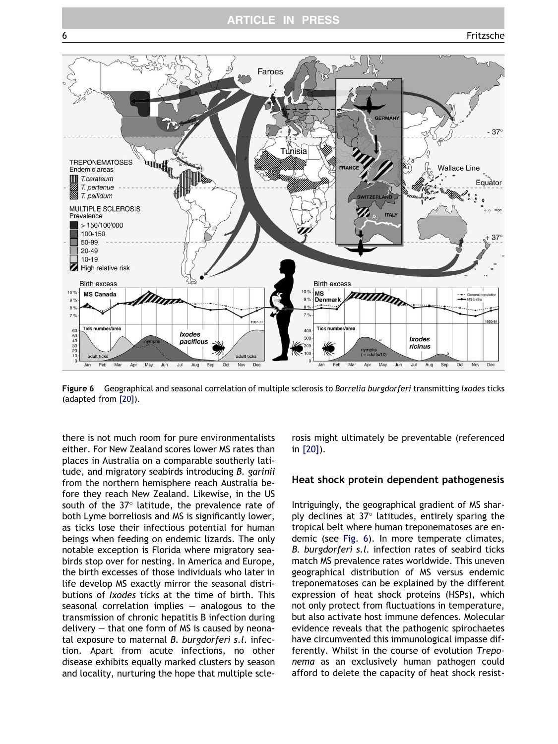**Figure 6** Geographical and seasonal correlation of multiple sclerosis to *Borrelia burgdorferi* transmitting *Ixodes* ticks (adapted from [20]).

there is not much room for pure environmentalists either. For New Zealand scores lower MS rates than places in Australia on a comparable southerly latitude, and migratory seabirds introducing *B. garinii* from the northern hemisphere reach Australia before they reach New Zealand. Likewise, in the US south of the 37° latitude, the prevalence rate of both Lyme borreliosis and MS is significantly lower, as ticks lose their infectious potential for human beings when feeding on endemic lizards. The only notable exception is Florida where migratory seabirds stop over for nesting. In America and Europe, the birth excesses of those individuals who later in life develop MS exactly mirror the seasonal distributions of *Ixodes* ticks at the time of birth. This seasonal correlation implies — analogous to the transmission of chronic hepatitis B infection during delivery — that one form of MS is caused by neonatal exposure to maternal *B. burgdorferi s.l.* infection. Apart from acute infections, no other disease exhibits equally marked clusters by season and locality, nurturing the hope that multiple sclerosis might ultimately be preventable (referenced in [20]).

## Heat shock protein dependent pathogenesis

Intriguingly, the geographical gradient of MS sharply declines at 37° latitudes, entirely sparing the tropical belt where human treponematoses are endemic (see Fig. 6). In more temperate climates, *B. burgdorferi s.l.* infection rates of seabird ticks match MS prevalence rates worldwide. This uneven geographical distribution of MS versus endemic treponematoses can be explained by the different expression of heat shock proteins (HSPs), which not only protect from fluctuations in temperature, but also activate host immune defences. Molecular evidence reveals that the pathogenic spirochaetes have circumvented this immunological impasse differently. Whilst in the course of evolution *Treponema* as an exclusively human pathogen could afford to delete the capacity of heat shock resist-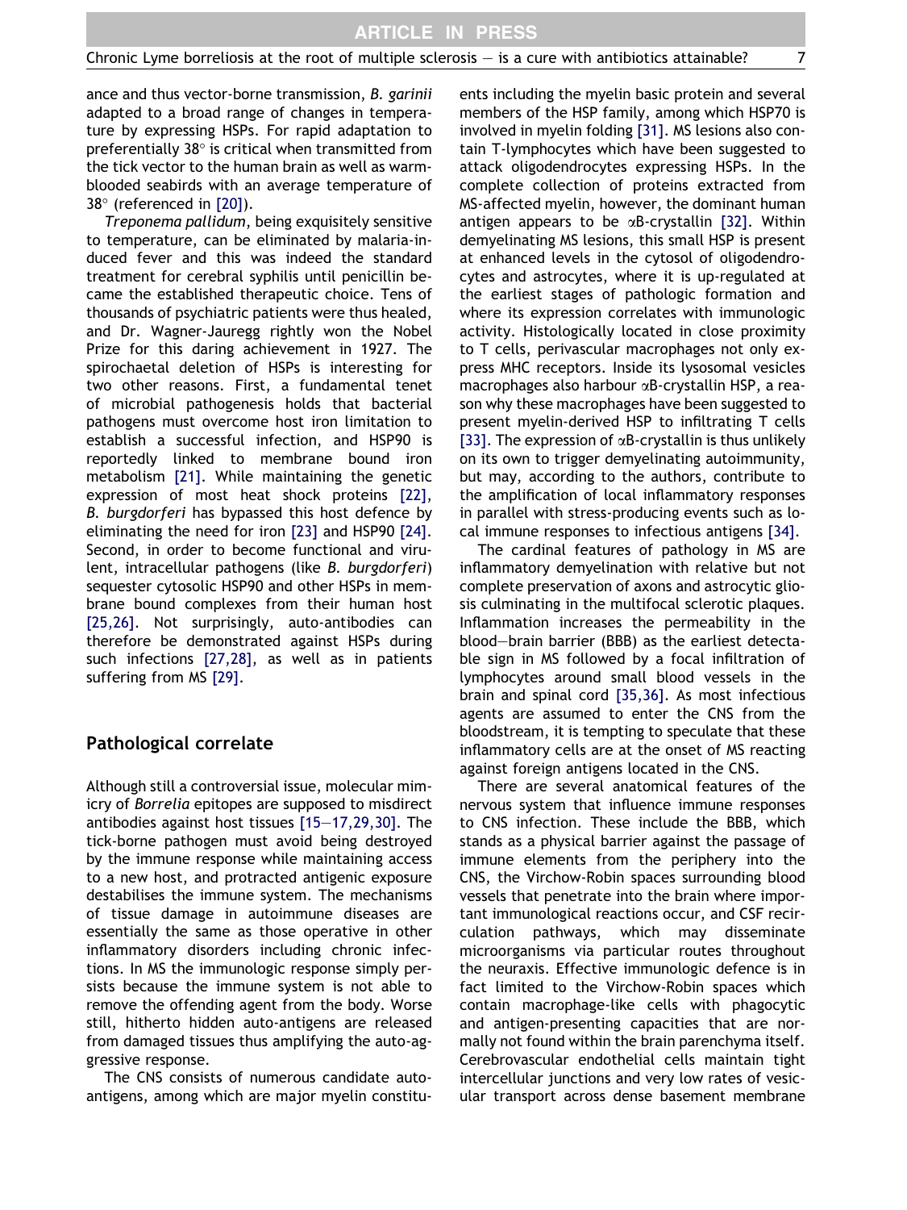ance and thus vector-borne transmission, *B. garinii* adapted to a broad range of changes in temperature by expressing HSPs. For rapid adaptation to preferentially 38° is critical when transmitted from the tick vector to the human brain as well as warm-blooded seabirds with an average temperature of 38° (referenced in [20]).

*Treponema pallidum*, being exquisitely sensitive to temperature, can be eliminated by malaria-induced fever and this was indeed the standard treatment for cerebral syphilis until penicillin became the established therapeutic choice. Tens of thousands of psychiatric patients were thus healed, and Dr. Wagner-Jauregg rightly won the Nobel Prize for this daring achievement in 1927. The spirochaetal deletion of HSPs is interesting for two other reasons. First, a fundamental tenet of microbial pathogenesis holds that bacterial pathogens must overcome host iron limitation to establish a successful infection, and HSP90 is reportedly linked to membrane bound iron metabolism [21]. While maintaining the genetic expression of most heat shock proteins [22], *B. burgdorferi* has bypassed this host defence by eliminating the need for iron [23] and HSP90 [24]. Second, in order to become functional and virulent, intracellular pathogens (like *B. burgdorferi*) sequester cytosolic HSP90 and other HSPs in membrane bound complexes from their human host [25,26]. Not surprisingly, auto-antibodies can therefore be demonstrated against HSPs during such infections [27,28], as well as in patients suffering from MS [29].

## Pathological correlate

Although still a controversial issue, molecular mimicry of *Borrelia* epitopes are supposed to misdirect antibodies against host tissues [15–17,29,30]. The tick-borne pathogen must avoid being destroyed by the immune response while maintaining access to a new host, and protracted antigenic exposure destabilises the immune system. The mechanisms of tissue damage in autoimmune diseases are essentially the same as those operative in other inflammatory disorders including chronic infections. In MS the immunologic response simply persists because the immune system is not able to remove the offending agent from the body. Worse still, hitherto hidden auto-antigens are released from damaged tissues thus amplifying the auto-aggressive response.

The CNS consists of numerous candidate auto-antigens, among which are major myelin constituents including the myelin basic protein and several members of the HSP family, among which HSP70 is involved in myelin folding [31]. MS lesions also contain T-lymphocytes which have been suggested to attack oligodendrocytes expressing HSPs. In the complete collection of proteins extracted from MS-affected myelin, however, the dominant human antigen appears to be αB-crystallin [32]. Within demyelinating MS lesions, this small HSP is present at enhanced levels in the cytosol of oligodendrocytes and astrocytes, where it is up-regulated at the earliest stages of pathologic formation and where its expression correlates with immunologic activity. Histologically located in close proximity to T cells, perivascular macrophages not only express MHC receptors. Inside its lysosomal vesicles macrophages also harbour αB-crystallin HSP, a reason why these macrophages have been suggested to present myelin-derived HSP to infiltrating T cells [33]. The expression of αB-crystallin is thus unlikely on its own to trigger demyelinating autoimmunity, but may, according to the authors, contribute to the amplification of local inflammatory responses in parallel with stress-producing events such as local immune responses to infectious antigens [34].

The cardinal features of pathology in MS are inflammatory demyelination with relative but not complete preservation of axons and astrocytic gliosis culminating in the multifocal sclerotic plaques. Inflammation increases the permeability in the blood–brain barrier (BBB) as the earliest detectable sign in MS followed by a focal infiltration of lymphocytes around small blood vessels in the brain and spinal cord [35,36]. As most infectious agents are assumed to enter the CNS from the bloodstream, it is tempting to speculate that these inflammatory cells are at the onset of MS reacting against foreign antigens located in the CNS.

There are several anatomical features of the nervous system that influence immune responses to CNS infection. These include the BBB, which stands as a physical barrier against the passage of immune elements from the periphery into the CNS, the Virchow-Robin spaces surrounding blood vessels that penetrate into the brain where important immunological reactions occur, and CSF recirculation pathways, which may disseminate microorganisms via particular routes throughout the neuraxis. Effective immunologic defence is in fact limited to the Virchow-Robin spaces which contain macrophage-like cells with phagocytic and antigen-presenting capacities that are normally not found within the brain parenchyma itself. Cerebrovascular endothelial cells maintain tight intercellular junctions and very low rates of vesicular transport across dense basement membrane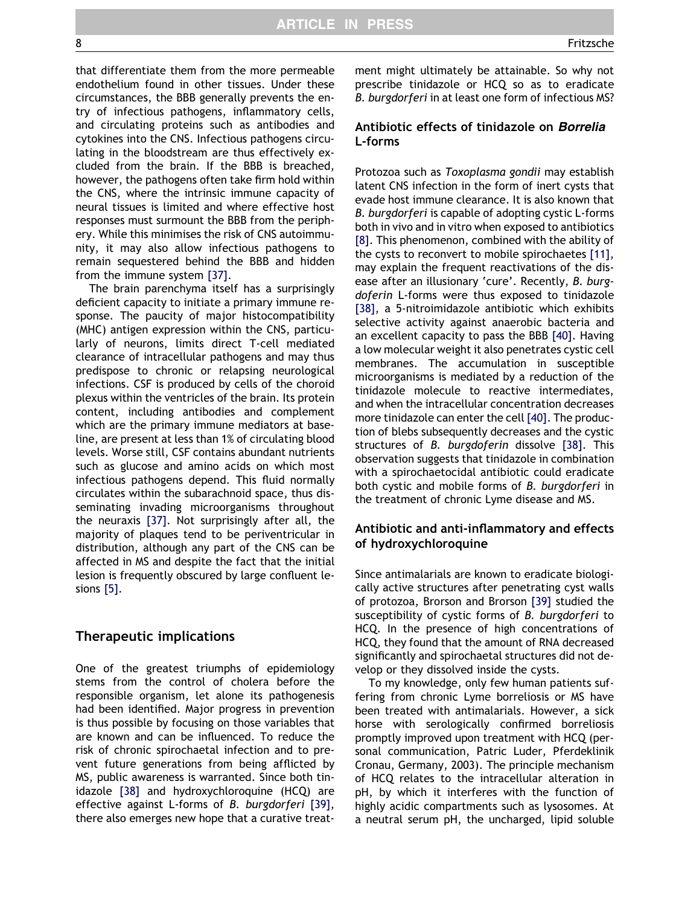that differentiate them from the more permeable endothelium found in other tissues. Under these circumstances, the BBB generally prevents the entry of infectious pathogens, inflammatory cells, and circulating proteins such as antibodies and cytokines into the CNS. Infectious pathogens circulating in the bloodstream are thus effectively excluded from the brain. If the BBB is breached, however, the pathogens often take firm hold within the CNS, where the intrinsic immune capacity of neural tissues is limited and where effective host responses must surmount the BBB from the periphery. While this minimises the risk of CNS autoimmunity, it may also allow infectious pathogens to remain sequestered behind the BBB and hidden from the immune system [37].

The brain parenchyma itself has a surprisingly deficient capacity to initiate a primary immune response. The paucity of major histocompatibility (MHC) antigen expression within the CNS, particularly of neurons, limits direct T-cell mediated clearance of intracellular pathogens and may thus predispose to chronic or relapsing neurological infections. CSF is produced by cells of the choroid plexus within the ventricles of the brain. Its protein content, including antibodies and complement which are the primary immune mediators at baseline, are present at less than 1% of circulating blood levels. Worse still, CSF contains abundant nutrients such as glucose and amino acids on which most infectious pathogens depend. This fluid normally circulates within the subarachnoid space, thus disseminating invading microorganisms throughout the neuraxis [37]. Not surprisingly after all, the majority of plaques tend to be periventricular in distribution, although any part of the CNS can be affected in MS and despite the fact that the initial lesion is frequently obscured by large confluent lesions [5].

## Therapeutic implications

One of the greatest triumphs of epidemiology stems from the control of cholera before the responsible organism, let alone its pathogenesis had been identified. Major progress in prevention is thus possible by focusing on those variables that are known and can be influenced. To reduce the risk of chronic spirochaetal infection and to prevent future generations from being afflicted by MS, public awareness is warranted. Since both tinidazole [38] and hydroxychloroquine (HCQ) are effective against L-forms of *B. burgdorferi* [39], there also emerges new hope that a curative treatment might ultimately be attainable. So why not prescribe tinidazole or HCQ so as to eradicate *B. burgdorferi* in at least one form of infectious MS?

### Antibiotic effects of tinidazole on *Borrelia* L-forms

Protozoa such as *Toxoplasma gondii* may establish latent CNS infection in the form of inert cysts that evade host immune clearance. It is also known that *B. burgdorferi* is capable of adopting cystic L-forms both in vivo and in vitro when exposed to antibiotics [8]. This phenomenon, combined with the ability of the cysts to reconvert to mobile spirochaetes [11], may explain the frequent reactivations of the disease after an illusionary 'cure'. Recently, *B. burgdoferin* L-forms were thus exposed to tinidazole [38], a 5-nitroimidazole antibiotic which exhibits selective activity against anaerobic bacteria and an excellent capacity to pass the BBB [40]. Having a low molecular weight it also penetrates cystic cell membranes. The accumulation in susceptible microorganisms is mediated by a reduction of the tinidazole molecule to reactive intermediates, and when the intracellular concentration decreases more tinidazole can enter the cell [40]. The production of blebs subsequently decreases and the cystic structures of *B. burgdoferin* dissolve [38]. This observation suggests that tinidazole in combination with a spirochaetocidal antibiotic could eradicate both cystic and mobile forms of *B. burgdorferi* in the treatment of chronic Lyme disease and MS.

### Antibiotic and anti-inflammatory and effects of hydroxychloroquine

Since antimalarials are known to eradicate biologically active structures after penetrating cyst walls of protozoa, Brorson and Brorson [39] studied the susceptibility of cystic forms of *B. burgdorferi* to HCQ. In the presence of high concentrations of HCQ, they found that the amount of RNA decreased significantly and spirochaetal structures did not develop or they dissolved inside the cysts.

To my knowledge, only few human patients suffering from chronic Lyme borreliosis or MS have been treated with antimalarials. However, a sick horse with serologically confirmed borreliosis promptly improved upon treatment with HCQ (personal communication, Patric Luder, Pferdeklinik Cronau, Germany, 2003). The principle mechanism of HCQ relates to the intracellular alteration in pH, by which it interferes with the function of highly acidic compartments such as lysosomes. At a neutral serum pH, the uncharged, lipid soluble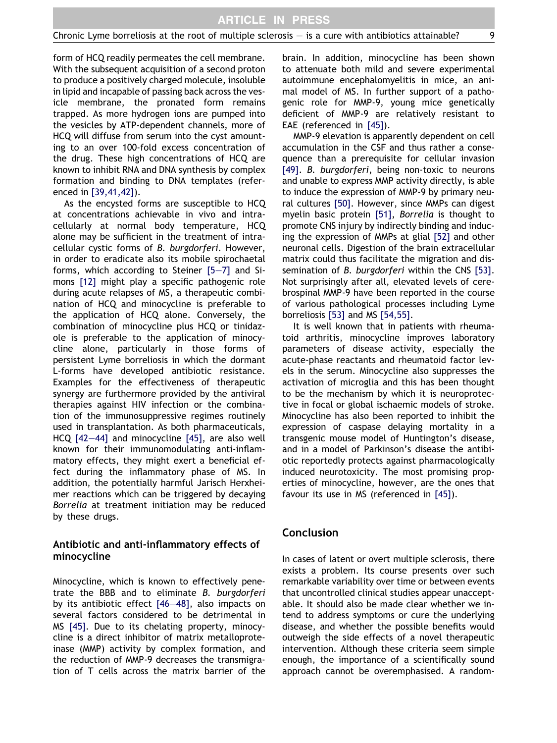form of HCQ readily permeates the cell membrane. With the subsequent acquisition of a second proton to produce a positively charged molecule, insoluble in lipid and incapable of passing back across the vesicle membrane, the pronated form remains trapped. As more hydrogen ions are pumped into the vesicles by ATP-dependent channels, more of HCQ will diffuse from serum into the cyst amounting to an over 100-fold excess concentration of the drug. These high concentrations of HCQ are known to inhibit RNA and DNA synthesis by complex formation and binding to DNA templates (referenced in [39,41,42]).

As the encysted forms are susceptible to HCQ at concentrations achievable in vivo and intracellularly at normal body temperature, HCQ alone may be sufficient in the treatment of intracellular cystic forms of *B. burgdorferi*. However, in order to eradicate also its mobile spirochaetal forms, which according to Steiner [5–7] and Simons [12] might play a specific pathogenic role during acute relapses of MS, a therapeutic combination of HCQ and minocycline is preferable to the application of HCQ alone. Conversely, the combination of minocycline plus HCQ or tinidazole is preferable to the application of minocycline alone, particularly in those forms of persistent Lyme borreliosis in which the dormant L-forms have developed antibiotic resistance. Examples for the effectiveness of therapeutic synergy are furthermore provided by the antiviral therapies against HIV infection or the combination of the immunosuppressive regimes routinely used in transplantation. As both pharmaceuticals, HCQ [42–44] and minocycline [45], are also well known for their immunomodulating anti-inflammatory effects, they might exert a beneficial effect during the inflammatory phase of MS. In addition, the potentially harmful Jarisch Herxheimer reactions which can be triggered by decaying *Borrelia* at treatment initiation may be reduced by these drugs.

## Antibiotic and anti-inflammatory effects of minocycline

Minocycline, which is known to effectively penetrate the BBB and to eliminate *B. burgdorferi* by its antibiotic effect [46–48], also impacts on several factors considered to be detrimental in MS [45]. Due to its chelating property, minocycline is a direct inhibitor of matrix metalloproteinase (MMP) activity by complex formation, and the reduction of MMP-9 decreases the transmigration of T cells across the matrix barrier of the brain. In addition, minocycline has been shown to attenuate both mild and severe experimental autoimmune encephalomyelitis in mice, an animal model of MS. In further support of a pathogenic role for MMP-9, young mice genetically deficient of MMP-9 are relatively resistant to EAE (referenced in [45]).

MMP-9 elevation is apparently dependent on cell accumulation in the CSF and thus rather a consequence than a prerequisite for cellular invasion [49]. *B. burgdorferi*, being non-toxic to neurons and unable to express MMP activity directly, is able to induce the expression of MMP-9 by primary neural cultures [50]. However, since MMPs can digest myelin basic protein [51], *Borrelia* is thought to promote CNS injury by indirectly binding and inducing the expression of MMPs at glial [52] and other neuronal cells. Digestion of the brain extracellular matrix could thus facilitate the migration and dissemination of *B. burgdorferi* within the CNS [53]. Not surprisingly after all, elevated levels of cerebrospinal MMP-9 have been reported in the course of various pathological processes including Lyme borreliosis [53] and MS [54,55].

It is well known that in patients with rheumatoid arthritis, minocycline improves laboratory parameters of disease activity, especially the acute-phase reactants and rheumatoid factor levels in the serum. Minocycline also suppresses the activation of microglia and this has been thought to be the mechanism by which it is neuroprotective in focal or global ischaemic models of stroke. Minocycline has also been reported to inhibit the expression of caspase delaying mortality in a transgenic mouse model of Huntington's disease, and in a model of Parkinson's disease the antibiotic reportedly protects against pharmacologically induced neurotoxicity. The most promising properties of minocycline, however, are the ones that favour its use in MS (referenced in [45]).

## Conclusion

In cases of latent or overt multiple sclerosis, there exists a problem. Its course presents over such remarkable variability over time or between events that uncontrolled clinical studies appear unacceptable. It should also be made clear whether we intend to address symptoms or cure the underlying disease, and whether the possible benefits would outweigh the side effects of a novel therapeutic intervention. Although these criteria seem simple enough, the importance of a scientifically sound approach cannot be overemphasised. A random-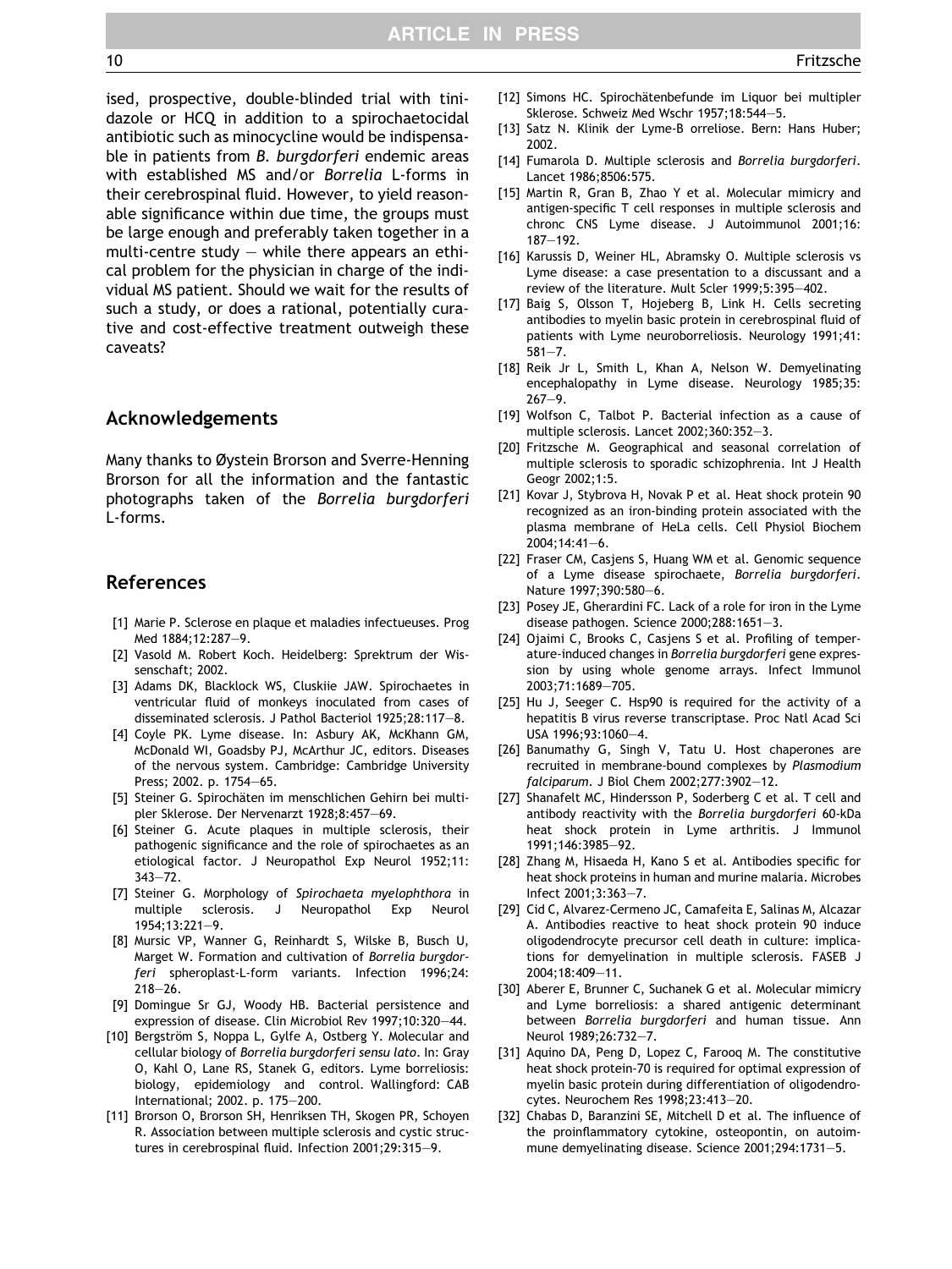ised, prospective, double-blinded trial with tinidazole or HCQ in addition to a spirochaetocidal antibiotic such as minocycline would be indispensable in patients from *B. burgdorferi* endemic areas with established MS and/or *Borrelia* L-forms in their cerebrospinal fluid. However, to yield reasonable significance within due time, the groups must be large enough and preferably taken together in a multi-centre study — while there appears an ethical problem for the physician in charge of the individual MS patient. Should we wait for the results of such a study, or does a rational, potentially curative and cost-effective treatment outweigh these caveats?

## Acknowledgements

Many thanks to Øystein Brorson and Sverre-Henning Brorson for all the information and the fantastic photographs taken of the *Borrelia burgdorferi* L-forms.

## References

[1] Marie P. Sclerose en plaque et maladies infectueuses. Prog Med 1884;12:287—9.

[2] Vasold M. Robert Koch. Heidelberg: Sprektrum der Wissenschaft; 2002.

[3] Adams DK, Blacklock WS, Cluskiie JAW. Spirochaetes in ventricular fluid of monkeys inoculated from cases of disseminated sclerosis. J Pathol Bacteriol 1925;28:117—8.

[4] Coyle PK. Lyme disease. In: Asbury AK, McKhann GM, McDonald WI, Goadsby PJ, McArthur JC, editors. Diseases of the nervous system. Cambridge: Cambridge University Press; 2002. p. 1754—65.

[5] Steiner G. Spirochäten im menschlichen Gehirn bei multipler Sklerose. Der Nervenarzt 1928;8:457—69.

[6] Steiner G. Acute plaques in multiple sclerosis, their pathogenic significance and the role of spirochaetes as an etiological factor. J Neuropathol Exp Neurol 1952;11: 343—72.

[7] Steiner G. Morphology of *Spirochaeta myelophthora* in multiple sclerosis. J Neuropathol Exp Neurol 1954;13:221—9.

[8] Mursic VP, Wanner G, Reinhardt S, Wilske B, Busch U, Marget W. Formation and cultivation of *Borrelia burgdorferi* spheroplast-L-form variants. Infection 1996;24: 218—26.

[9] Domingue Sr GJ, Woody HB. Bacterial persistence and expression of disease. Clin Microbiol Rev 1997;10:320—44.

[10] Bergström S, Noppa L, Gylfe A, Ostberg Y. Molecular and cellular biology of *Borrelia burgdorferi sensu lato*. In: Gray O, Kahl O, Lane RS, Stanek G, editors. Lyme borreliosis: biology, epidemiology and control. Wallingford: CAB International; 2002. p. 175—200.

[11] Brorson O, Brorson SH, Henriksen TH, Skogen PR, Schoyen R. Association between multiple sclerosis and cystic structures in cerebrospinal fluid. Infection 2001;29:315—9.

[12] Simons HC. Spirochätenbefunde im Liquor bei multipler Sklerose. Schweiz Med Wschr 1957;18:544—5.

[13] Satz N. Klinik der Lyme-B orreliose. Bern: Hans Huber; 2002.

[14] Fumarola D. Multiple sclerosis and *Borrelia burgdorferi*. Lancet 1986;8506:575.

[15] Martin R, Gran B, Zhao Y et al. Molecular mimicry and antigen-specific T cell responses in multiple sclerosis and chronc CNS Lyme disease. J Autoimmunol 2001;16: 187—192.

[16] Karussis D, Weiner HL, Abramsky O. Multiple sclerosis vs Lyme disease: a case presentation to a discussant and a review of the literature. Mult Scler 1999;5:395—402.

[17] Baig S, Olsson T, Hojeberg B, Link H. Cells secreting antibodies to myelin basic protein in cerebrospinal fluid of patients with Lyme neuroborreliosis. Neurology 1991;41: 581—7.

[18] Reik Jr L, Smith L, Khan A, Nelson W. Demyelinating encephalopathy in Lyme disease. Neurology 1985;35: 267—9.

[19] Wolfson C, Talbot P. Bacterial infection as a cause of multiple sclerosis. Lancet 2002;360:352—3.

[20] Fritzsche M. Geographical and seasonal correlation of multiple sclerosis to sporadic schizophrenia. Int J Health Geogr 2002;1:5.

[21] Kovar J, Stybrova H, Novak P et al. Heat shock protein 90 recognized as an iron-binding protein associated with the plasma membrane of HeLa cells. Cell Physiol Biochem 2004;14:41—6.

[22] Fraser CM, Casjens S, Huang WM et al. Genomic sequence of a Lyme disease spirochaete, *Borrelia burgdorferi*. Nature 1997;390:580—6.

[23] Posey JE, Gherardini FC. Lack of a role for iron in the Lyme disease pathogen. Science 2000;288:1651—3.

[24] Ojaimi C, Brooks C, Casjens S et al. Profiling of temperature-induced changes in *Borrelia burgdorferi* gene expression by using whole genome arrays. Infect Immunol 2003;71:1689—705.

[25] Hu J, Seeger C. Hsp90 is required for the activity of a hepatitis B virus reverse transcriptase. Proc Natl Acad Sci USA 1996;93:1060—4.

[26] Banumathy G, Singh V, Tatu U. Host chaperones are recruited in membrane-bound complexes by *Plasmodium falciparum*. J Biol Chem 2002;277:3902—12.

[27] Shanafelt MC, Hindersson P, Soderberg C et al. T cell and antibody reactivity with the *Borrelia burgdorferi* 60-kDa heat shock protein in Lyme arthritis. J Immunol 1991;146:3985—92.

[28] Zhang M, Hisaeda H, Kano S et al. Antibodies specific for heat shock proteins in human and murine malaria. Microbes Infect 2001;3:363—7.

[29] Cid C, Alvarez-Cermeno JC, Camafeita E, Salinas M, Alcazar A. Antibodies reactive to heat shock protein 90 induce oligodendrocyte precursor cell death in culture: implications for demyelination in multiple sclerosis. FASEB J 2004;18:409—11.

[30] Aberer E, Brunner C, Suchanek G et al. Molecular mimicry and Lyme borreliosis: a shared antigenic determinant between *Borrelia burgdorferi* and human tissue. Ann Neurol 1989;26:732—7.

[31] Aquino DA, Peng D, Lopez C, Farooq M. The constitutive heat shock protein-70 is required for optimal expression of myelin basic protein during differentiation of oligodendrocytes. Neurochem Res 1998;23:413—20.

[32] Chabas D, Baranzini SE, Mitchell D et al. The influence of the proinflammatory cytokine, osteopontin, on autoimmune demyelinating disease. Science 2001;294:1731—5.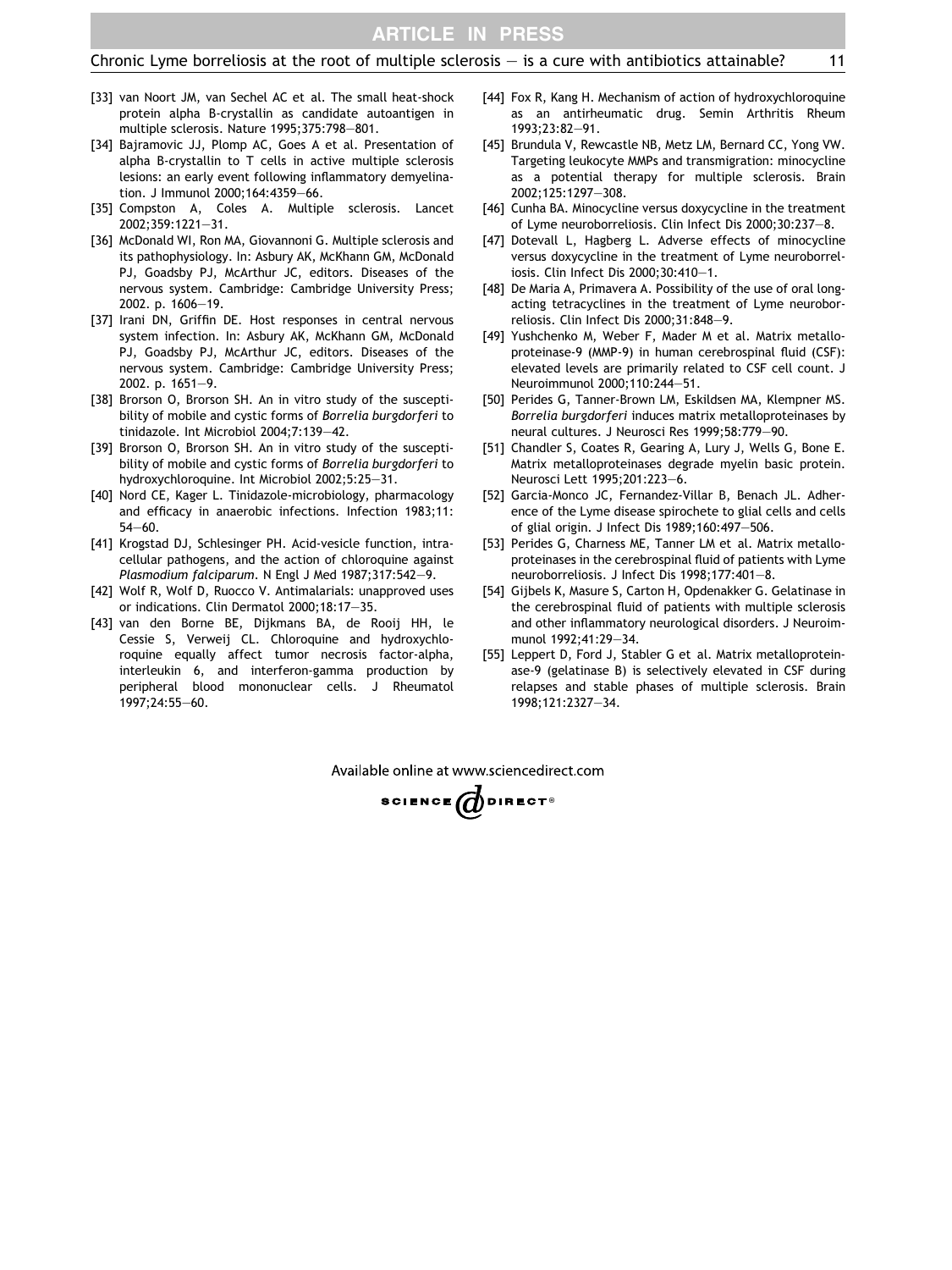[33] van Noort JM, van Sechel AC et al. The small heat-shock protein alpha B-crystallin as candidate autoantigen in multiple sclerosis. Nature 1995;375:798—801.

[34] Bajramovic JJ, Plomp AC, Goes A et al. Presentation of alpha B-crystallin to T cells in active multiple sclerosis lesions: an early event following inflammatory demyelination. J Immunol 2000;164:4359—66.

[35] Compston A, Coles A. Multiple sclerosis. Lancet 2002;359:1221—31.

[36] McDonald WI, Ron MA, Giovannoni G. Multiple sclerosis and its pathophysiology. In: Asbury AK, McKhann GM, McDonald PJ, Goadsby PJ, McArthur JC, editors. Diseases of the nervous system. Cambridge: Cambridge University Press; 2002. p. 1606—19.

[37] Irani DN, Griffin DE. Host responses in central nervous system infection. In: Asbury AK, McKhann GM, McDonald PJ, Goadsby PJ, McArthur JC, editors. Diseases of the nervous system. Cambridge: Cambridge University Press; 2002. p. 1651—9.

[38] Brorson O, Brorson SH. An in vitro study of the susceptibility of mobile and cystic forms of *Borrelia burgdorferi* to tinidazole. Int Microbiol 2004;7:139—42.

[39] Brorson O, Brorson SH. An in vitro study of the susceptibility of mobile and cystic forms of *Borrelia burgdorferi* to hydroxychloroquine. Int Microbiol 2002;5:25—31.

[40] Nord CE, Kager L. Tinidazole-microbiology, pharmacology and efficacy in anaerobic infections. Infection 1983;11: 54—60.

[41] Krogstad DJ, Schlesinger PH. Acid-vesicle function, intracellular pathogens, and the action of chloroquine against *Plasmodium falciparum*. N Engl J Med 1987;317:542—9.

[42] Wolf R, Wolf D, Ruocco V. Antimalarials: unapproved uses or indications. Clin Dermatol 2000;18:17—35.

[43] van den Borne BE, Dijkmans BA, de Rooij HH, le Cessie S, Verweij CL. Chloroquine and hydroxychloroquine equally affect tumor necrosis factor-alpha, interleukin 6, and interferon-gamma production by peripheral blood mononuclear cells. J Rheumatol 1997;24:55—60.

[44] Fox R, Kang H. Mechanism of action of hydroxychloroquine as an antirheumatic drug. Semin Arthritis Rheum 1993;23:82—91.

[45] Brundula V, Rewcastle NB, Metz LM, Bernard CC, Yong VW. Targeting leukocyte MMPs and transmigration: minocycline as a potential therapy for multiple sclerosis. Brain 2002;125:1297—308.

[46] Cunha BA. Minocycline versus doxycycline in the treatment of Lyme neuroborreliosis. Clin Infect Dis 2000;30:237—8.

[47] Dotevall L, Hagberg L. Adverse effects of minocycline versus doxycycline in the treatment of Lyme neuroborreliosis. Clin Infect Dis 2000;30:410—1.

[48] De Maria A, Primavera A. Possibility of the use of oral long-acting tetracyclines in the treatment of Lyme neuroborreliosis. Clin Infect Dis 2000;31:848—9.

[49] Yushchenko M, Weber F, Mader M et al. Matrix metalloproteinase-9 (MMP-9) in human cerebrospinal fluid (CSF): elevated levels are primarily related to CSF cell count. J Neuroimmunol 2000;110:244—51.

[50] Perides G, Tanner-Brown LM, Eskildsen MA, Klempner MS. *Borrelia burgdorferi* induces matrix metalloproteinases by neural cultures. J Neurosci Res 1999;58:779—90.

[51] Chandler S, Coates R, Gearing A, Lury J, Wells G, Bone E. Matrix metalloproteinases degrade myelin basic protein. Neurosci Lett 1995;201:223—6.

[52] Garcia-Monco JC, Fernandez-Villar B, Benach JL. Adherence of the Lyme disease spirochete to glial cells and cells of glial origin. J Infect Dis 1989;160:497—506.

[53] Perides G, Charness ME, Tanner LM et al. Matrix metalloproteinases in the cerebrospinal fluid of patients with Lyme neuroborreliosis. J Infect Dis 1998;177:401—8.

[54] Gijbels K, Masure S, Carton H, Opdenakker G. Gelatinase in the cerebrospinal fluid of patients with multiple sclerosis and other inflammatory neurological disorders. J Neuroimmunol 1992;41:29—34.

[55] Leppert D, Ford J, Stabler G et al. Matrix metalloproteinase-9 (gelatinase B) is selectively elevated in CSF during relapses and stable phases of multiple sclerosis. Brain 1998;121:2327—34.

Available online at www.sciencedirect.com

SCIENCE DIRECT®